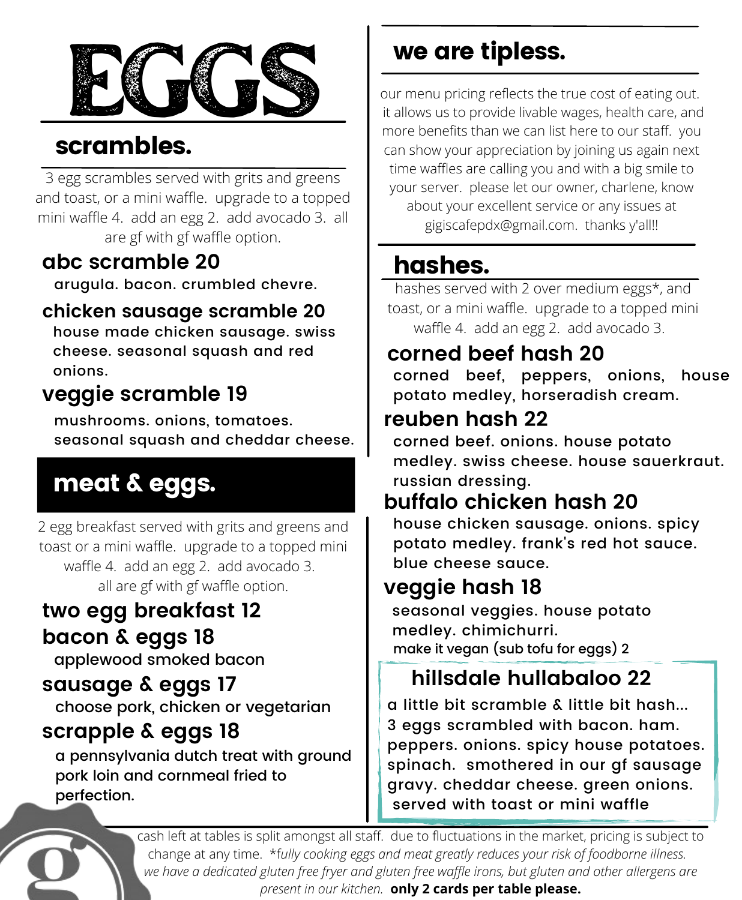# EGGS

## scrambles.

3 egg scrambles served with grits and greens and toast, or a mini waffle. upgrade to a topped mini waffle 4. add an egg 2. add avocado 3. all are gf with gf waffle option.

### abc scramble 20

arugula. bacon. crumbled chevre.

### chicken sausage scramble 20

house made chicken sausage. swiss cheese. seasonal squash and red onions.

### veggie scramble 19

mushrooms. onions, tomatoes. seasonal squash and cheddar cheese.

## meat & eggs.

2 egg breakfast served with grits and greens and toast or a mini waffle. upgrade to a topped mini waffle 4. add an egg 2. add avocado 3. all are gf with gf waffle option.

### two egg breakfast 12

### bacon & eggs 18

applewood smoked bacon

### sausage & eggs 17

choose pork, chicken or vegetarian

### scrapple & eggs 18

a pennsylvania dutch treat with ground pork loin and cornmeal fried to perfection.

## we are tipless.

our menu pricing reflects the true cost of eating out. it allows us to provide livable wages, health care, and more benefits than we can list here to our staff. you can show your appreciation by joining us again next time waffles are calling you and with a big smile to your server. please let our owner, charlene, know about your excellent service or any issues at gigiscafepdx@gmail.com. thanks y'all!!

## hashes.

hashes served with 2 over medium eggs*, and toast, or a mini waffle. upgrade to a topped mini waffle 4. add an egg 2. add avocado 3.

### corned beef hash 20

corned beef, peppers, onions, house potato medley, horseradish cream.

### reuben hash 22

corned beef. onions. house potato medley. swiss cheese. house sauerkraut. russian dressing.

### buffalo chicken hash 20

house chicken sausage. onions. spicy potato medley. frank's red hot sauce. blue cheese sauce.

### veggie hash 18

seasonal veggies. house potato medley. chimichurri.

make it vegan (sub tofu for eggs) 2

### hillsdale hullabaloo 22

a little bit scramble & little bit hash... 3 eggs scrambled with bacon. ham. peppers. onions. spicy house potatoes. spinach. smothered in our gf sausage gravy. cheddar cheese. green onions. served with toast or mini waffle

cash left at tables is split amongst all staff. due to fluctuations in the market, pricing is subject to change at any time. *fully cooking eggs and meat greatly reduces your risk of foodborne illness. we have a dedicated gluten free fryer and gluten free waffle irons, but gluten and other allergens are present in our kitchen.* **only 2 cards per table please.**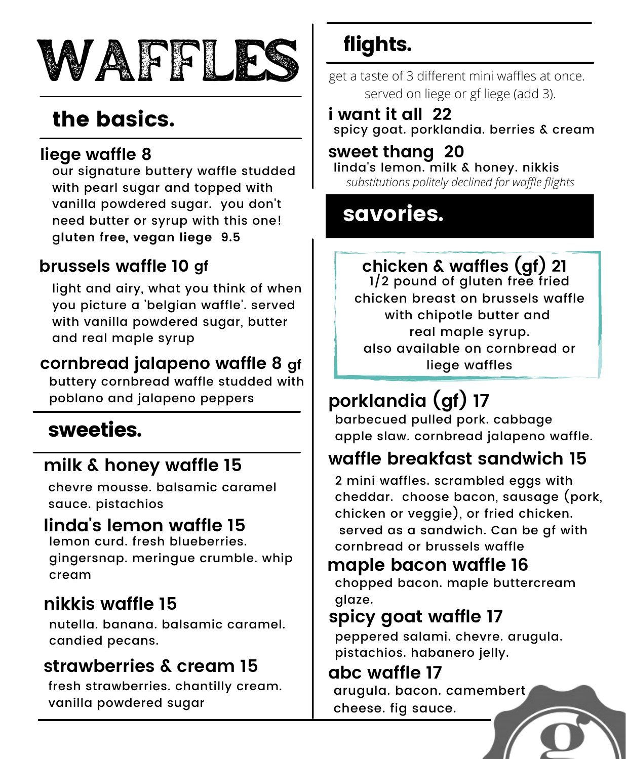# WAFFLES

## the basics.

### liege waffle 8

our signature buttery waffle studded with pearl sugar and topped with vanilla powdered sugar. you don't need butter or syrup with this one!

**gluten free, vegan liege 9.5**

### brussels waffle 10 gf

light and airy, what you think of when you picture a 'belgian waffle'. served with vanilla powdered sugar, butter and real maple syrup

### cornbread jalapeno waffle 8 gf

buttery cornbread waffle studded with poblano and jalapeno peppers

## sweeties.

### milk & honey waffle 15

chevre mousse. balsamic caramel sauce. pistachios

### linda's lemon waffle 15

lemon curd. fresh blueberries. gingersnap. meringue crumble. whip cream

### nikkis waffle 15

nutella. banana. balsamic caramel. candied pecans.

### strawberries & cream 15

fresh strawberries. chantilly cream. vanilla powdered sugar

## flights.

get a taste of 3 different mini waffles at once. served on liege or gf liege (add 3).

### i want it all 22

spicy goat. porklandia. berries & cream

### sweet thang 20

linda's lemon. milk & honey. nikkis

*substitutions politely declined for waffle flights*

## savories.

### chicken & waffles (gf) 21

1/2 pound of gluten free fried chicken breast on brussels waffle with chipotle butter and real maple syrup. also available on cornbread or liege waffles

### porklandia (gf) 17

barbecued pulled pork. cabbage apple slaw. cornbread jalapeno waffle.

### waffle breakfast sandwich 15

2 mini waffles. scrambled eggs with cheddar. choose bacon, sausage (pork, chicken or veggie), or fried chicken. served as a sandwich. Can be gf with cornbread or brussels waffle

### maple bacon waffle 16

chopped bacon. maple buttercream glaze.

### spicy goat waffle 17

peppered salami. chevre. arugula. pistachios. habanero jelly.

### abc waffle 17

arugula. bacon. camembert cheese. fig sauce.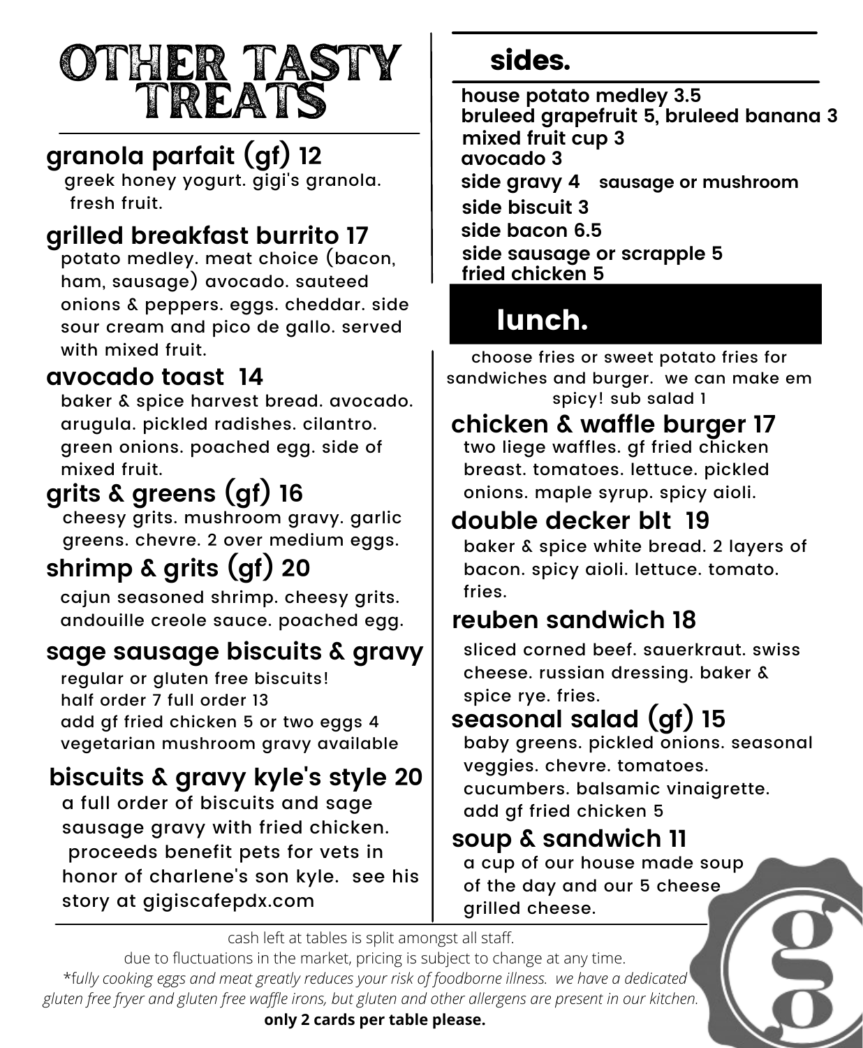# Other Tasty Treats

### granola parfait (gf) 12

greek honey yogurt. gigi's granola. fresh fruit.

### grilled breakfast burrito 17

potato medley. meat choice (bacon, ham, sausage) avocado. sauteed onions & peppers. eggs. cheddar. side sour cream and pico de gallo. served with mixed fruit.

### avocado toast 14

baker & spice harvest bread. avocado. arugula. pickled radishes. cilantro. green onions. poached egg. side of mixed fruit.

### grits & greens (gf) 16

cheesy grits. mushroom gravy. garlic greens. chevre. 2 over medium eggs.

### shrimp & grits (gf) 20

cajun seasoned shrimp. cheesy grits. andouille creole sauce. poached egg.

### sage sausage biscuits & gravy

regular or gluten free biscuits!
half order 7 full order 13
add gf fried chicken 5 or two eggs 4
vegetarian mushroom gravy available

### biscuits & gravy kyle's style 20

a full order of biscuits and sage sausage gravy with fried chicken. proceeds benefit pets for vets in honor of charlene's son kyle. see his story at gigiscafepdx.com

## sides.

- house potato medley 3.5
- bruleed grapefruit 5, bruleed banana 3
- mixed fruit cup 3
- avocado 3
- side gravy 4 sausage or mushroom
- side biscuit 3
- side bacon 6.5
- side sausage or scrapple 5
- fried chicken 5

## lunch.

choose fries or sweet potato fries for sandwiches and burger. we can make em spicy! sub salad 1

### chicken & waffle burger 17

two liege waffles. gf fried chicken breast. tomatoes. lettuce. pickled onions. maple syrup. spicy aioli.

### double decker blt 19

baker & spice white bread. 2 layers of bacon. spicy aioli. lettuce. tomato. fries.

### reuben sandwich 18

sliced corned beef. sauerkraut. swiss cheese. russian dressing. baker & spice rye. fries.

### seasonal salad (gf) 15

baby greens. pickled onions. seasonal veggies. chevre. tomatoes. cucumbers. balsamic vinaigrette. add gf fried chicken 5

### soup & sandwich 11

a cup of our house made soup of the day and our 5 cheese grilled cheese.

---

cash left at tables is split amongst all staff.
due to fluctuations in the market, pricing is subject to change at any time.
*fully cooking eggs and meat greatly reduces your risk of foodborne illness. we have a dedicated gluten free fryer and gluten free waffle irons, but gluten and other allergens are present in our kitchen.*
**only 2 cards per table please.**